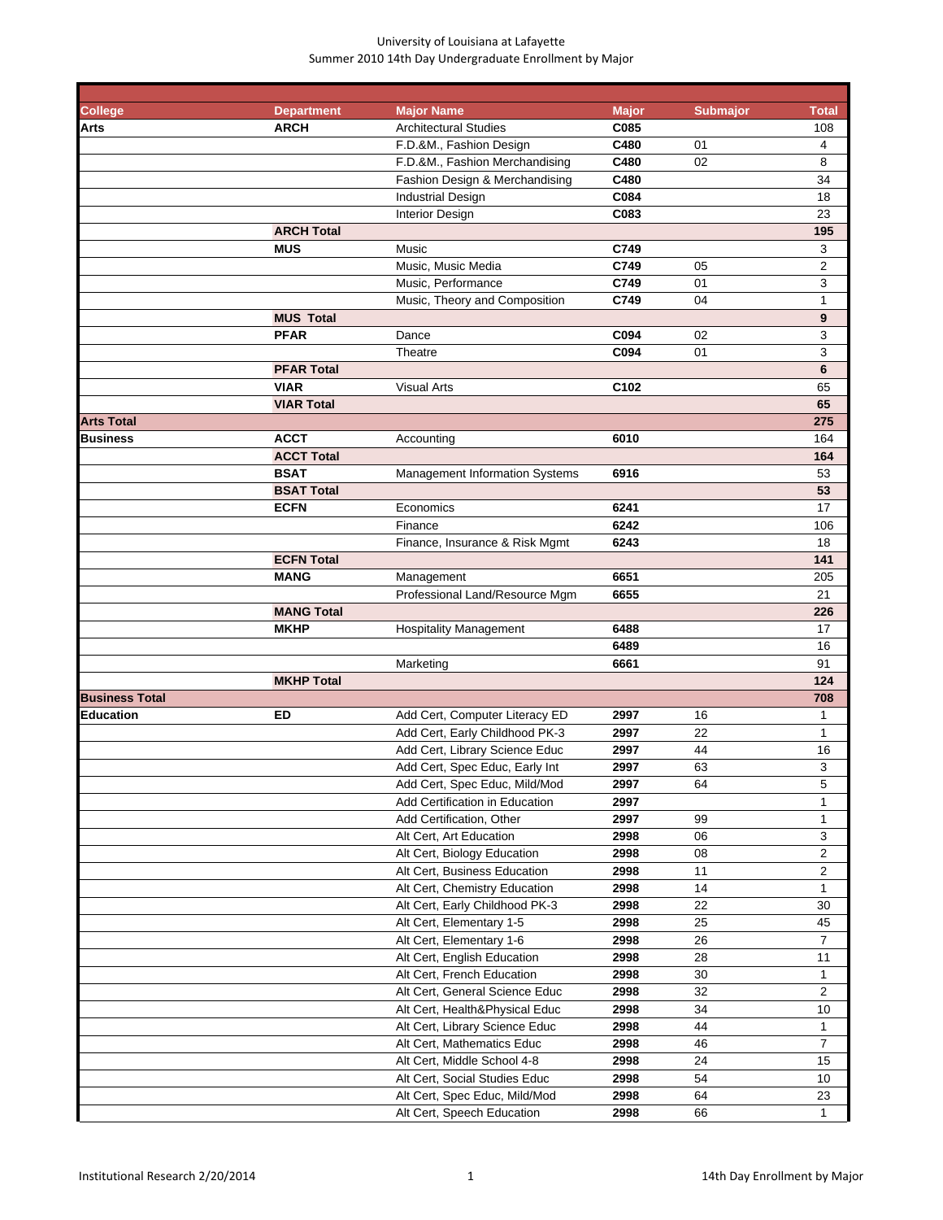University of Louisiana at Lafayette
Summer 2010 14th Day Undergraduate Enrollment by Major

| College | Department | Major Name | Major | Submajor | Total |
|---|---|---|---|---|---|
| **Arts** | **ARCH** | Architectural Studies | **C085** | | 108 |
| | | F.D.&M., Fashion Design | **C480** | 01 | 4 |
| | | F.D.&M., Fashion Merchandising | **C480** | 02 | 8 |
| | | Fashion Design & Merchandising | **C480** | | 34 |
| | | Industrial Design | **C084** | | 18 |
| | | Interior Design | **C083** | | 23 |
| | **ARCH Total** | | | | **195** |
| | **MUS** | Music | **C749** | | 3 |
| | | Music, Music Media | **C749** | 05 | 2 |
| | | Music, Performance | **C749** | 01 | 3 |
| | | Music, Theory and Composition | **C749** | 04 | 1 |
| | **MUS Total** | | | | **9** |
| | **PFAR** | Dance | **C094** | 02 | 3 |
| | | Theatre | **C094** | 01 | 3 |
| | **PFAR Total** | | | | **6** |
| | **VIAR** | Visual Arts | **C102** | | 65 |
| | **VIAR Total** | | | | **65** |
| **Arts Total** | | | | | **275** |
| **Business** | **ACCT** | Accounting | **6010** | | 164 |
| | **ACCT Total** | | | | **164** |
| | **BSAT** | Management Information Systems | **6916** | | 53 |
| | **BSAT Total** | | | | **53** |
| | **ECFN** | Economics | **6241** | | 17 |
| | | Finance | **6242** | | 106 |
| | | Finance, Insurance & Risk Mgmt | **6243** | | 18 |
| | **ECFN Total** | | | | **141** |
| | **MANG** | Management | **6651** | | 205 |
| | | Professional Land/Resource Mgm | **6655** | | 21 |
| | **MANG Total** | | | | **226** |
| | **MKHP** | Hospitality Management | **6488** | | 17 |
| | | | **6489** | | 16 |
| | | Marketing | **6661** | | 91 |
| | **MKHP Total** | | | | **124** |
| **Business Total** | | | | | **708** |
| **Education** | **ED** | Add Cert, Computer Literacy ED | **2997** | 16 | 1 |
| | | Add Cert, Early Childhood PK-3 | **2997** | 22 | 1 |
| | | Add Cert, Library Science Educ | **2997** | 44 | 16 |
| | | Add Cert, Spec Educ, Early Int | **2997** | 63 | 3 |
| | | Add Cert, Spec Educ, Mild/Mod | **2997** | 64 | 5 |
| | | Add Certification in Education | **2997** | | 1 |
| | | Add Certification, Other | **2997** | 99 | 1 |
| | | Alt Cert, Art Education | **2998** | 06 | 3 |
| | | Alt Cert, Biology Education | **2998** | 08 | 2 |
| | | Alt Cert, Business Education | **2998** | 11 | 2 |
| | | Alt Cert, Chemistry Education | **2998** | 14 | 1 |
| | | Alt Cert, Early Childhood PK-3 | **2998** | 22 | 30 |
| | | Alt Cert, Elementary 1-5 | **2998** | 25 | 45 |
| | | Alt Cert, Elementary 1-6 | **2998** | 26 | 7 |
| | | Alt Cert, English Education | **2998** | 28 | 11 |
| | | Alt Cert, French Education | **2998** | 30 | 1 |
| | | Alt Cert, General Science Educ | **2998** | 32 | 2 |
| | | Alt Cert, Health&Physical Educ | **2998** | 34 | 10 |
| | | Alt Cert, Library Science Educ | **2998** | 44 | 1 |
| | | Alt Cert, Mathematics Educ | **2998** | 46 | 7 |
| | | Alt Cert, Middle School 4-8 | **2998** | 24 | 15 |
| | | Alt Cert, Social Studies Educ | **2998** | 54 | 10 |
| | | Alt Cert, Spec Educ, Mild/Mod | **2998** | 64 | 23 |
| | | Alt Cert, Speech Education | **2998** | 66 | 1 |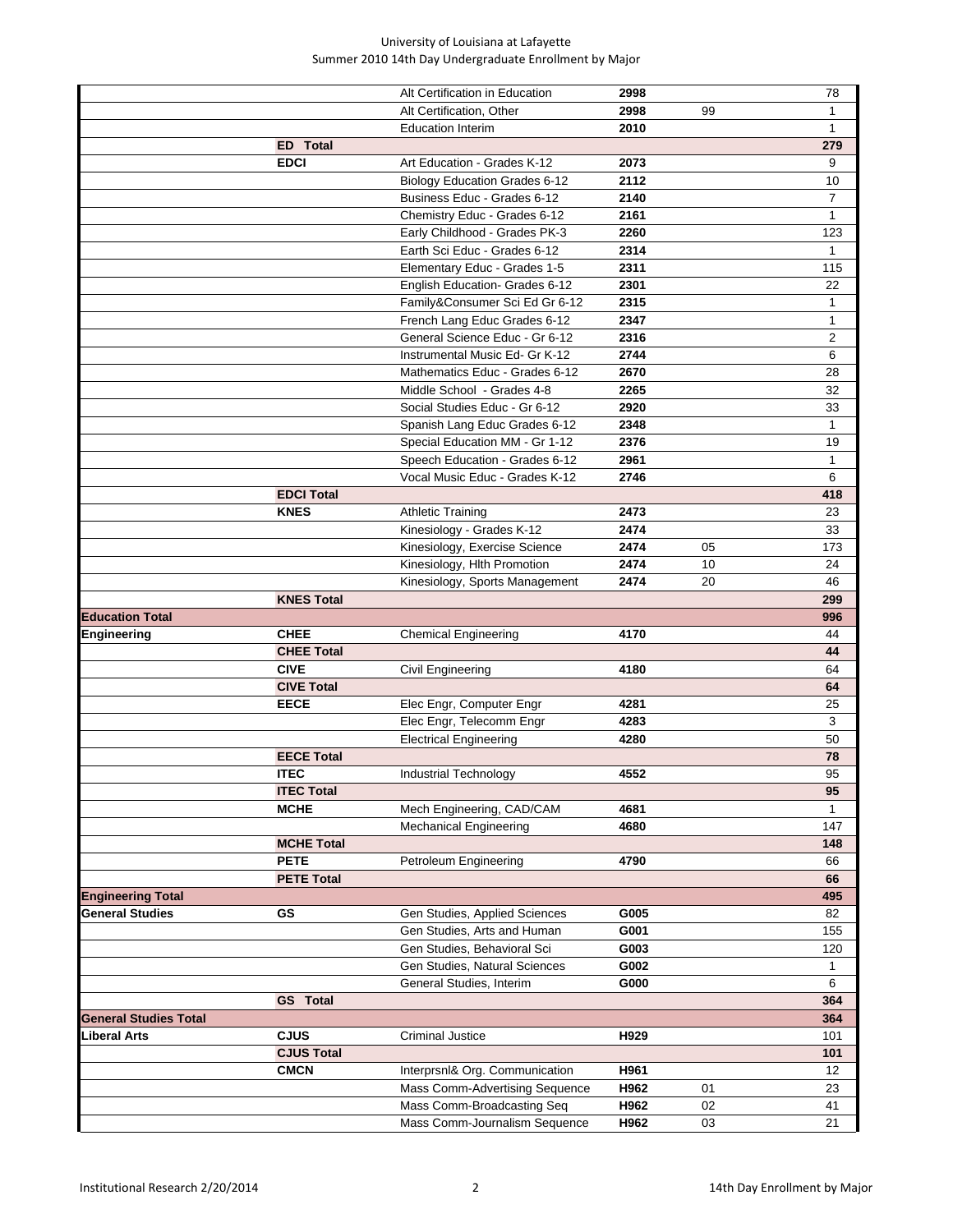University of Louisiana at Lafayette
Summer 2010 14th Day Undergraduate Enrollment by Major

| | | | | | |
|---|---|---|---|---|---|
| | | Alt Certification in Education | **2998** | | 78 |
| | | Alt Certification, Other | **2998** | 99 | 1 |
| | | Education Interim | **2010** | | 1 |
| | **ED Total** | | | | **279** |
| | **EDCI** | Art Education - Grades K-12 | **2073** | | 9 |
| | | Biology Education Grades 6-12 | **2112** | | 10 |
| | | Business Educ - Grades 6-12 | **2140** | | 7 |
| | | Chemistry Educ - Grades 6-12 | **2161** | | 1 |
| | | Early Childhood - Grades PK-3 | **2260** | | 123 |
| | | Earth Sci Educ - Grades 6-12 | **2314** | | 1 |
| | | Elementary Educ - Grades 1-5 | **2311** | | 115 |
| | | English Education- Grades 6-12 | **2301** | | 22 |
| | | Family&Consumer Sci Ed Gr 6-12 | **2315** | | 1 |
| | | French Lang Educ Grades 6-12 | **2347** | | 1 |
| | | General Science Educ - Gr 6-12 | **2316** | | 2 |
| | | Instrumental Music Ed- Gr K-12 | **2744** | | 6 |
| | | Mathematics Educ - Grades 6-12 | **2670** | | 28 |
| | | Middle School - Grades 4-8 | **2265** | | 32 |
| | | Social Studies Educ - Gr 6-12 | **2920** | | 33 |
| | | Spanish Lang Educ Grades 6-12 | **2348** | | 1 |
| | | Special Education MM - Gr 1-12 | **2376** | | 19 |
| | | Speech Education - Grades 6-12 | **2961** | | 1 |
| | | Vocal Music Educ - Grades K-12 | **2746** | | 6 |
| | **EDCI Total** | | | | **418** |
| | **KNES** | Athletic Training | **2473** | | 23 |
| | | Kinesiology - Grades K-12 | **2474** | | 33 |
| | | Kinesiology, Exercise Science | **2474** | 05 | 173 |
| | | Kinesiology, Hlth Promotion | **2474** | 10 | 24 |
| | | Kinesiology, Sports Management | **2474** | 20 | 46 |
| | **KNES Total** | | | | **299** |
| **Education Total** | | | | | **996** |
| **Engineering** | **CHEE** | Chemical Engineering | **4170** | | 44 |
| | **CHEE Total** | | | | **44** |
| | **CIVE** | Civil Engineering | **4180** | | 64 |
| | **CIVE Total** | | | | **64** |
| | **EECE** | Elec Engr, Computer Engr | **4281** | | 25 |
| | | Elec Engr, Telecomm Engr | **4283** | | 3 |
| | | Electrical Engineering | **4280** | | 50 |
| | **EECE Total** | | | | **78** |
| | **ITEC** | Industrial Technology | **4552** | | 95 |
| | **ITEC Total** | | | | **95** |
| | **MCHE** | Mech Engineering, CAD/CAM | **4681** | | 1 |
| | | Mechanical Engineering | **4680** | | 147 |
| | **MCHE Total** | | | | **148** |
| | **PETE** | Petroleum Engineering | **4790** | | 66 |
| | **PETE Total** | | | | **66** |
| **Engineering Total** | | | | | **495** |
| **General Studies** | **GS** | Gen Studies, Applied Sciences | **G005** | | 82 |
| | | Gen Studies, Arts and Human | **G001** | | 155 |
| | | Gen Studies, Behavioral Sci | **G003** | | 120 |
| | | Gen Studies, Natural Sciences | **G002** | | 1 |
| | | General Studies, Interim | **G000** | | 6 |
| | **GS Total** | | | | **364** |
| **General Studies Total** | | | | | **364** |
| **Liberal Arts** | **CJUS** | Criminal Justice | **H929** | | 101 |
| | **CJUS Total** | | | | **101** |
| | **CMCN** | Interprsnl& Org. Communication | **H961** | | 12 |
| | | Mass Comm-Advertising Sequence | **H962** | 01 | 23 |
| | | Mass Comm-Broadcasting Seq | **H962** | 02 | 41 |
| | | Mass Comm-Journalism Sequence | **H962** | 03 | 21 |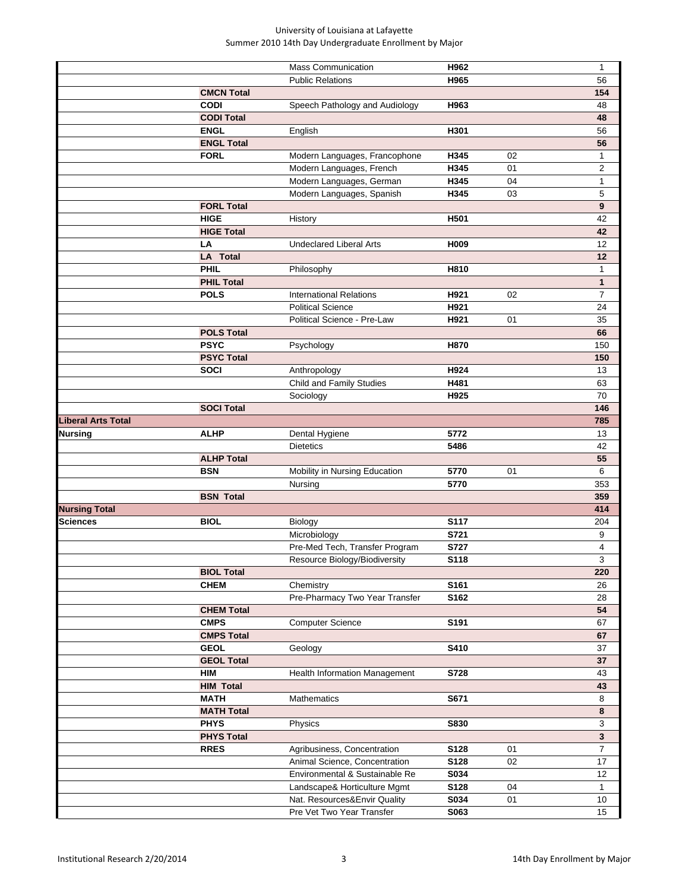University of Louisiana at Lafayette
Summer 2010 14th Day Undergraduate Enrollment by Major

| | | | | | |
|---|---|---|---|---|---|
| | | Mass Communication | H962 | | 1 |
| | | Public Relations | H965 | | 56 |
| | **CMCN Total** | | | | **154** |
| | **CODI** | Speech Pathology and Audiology | H963 | | 48 |
| | **CODI Total** | | | | **48** |
| | **ENGL** | English | H301 | | 56 |
| | **ENGL Total** | | | | **56** |
| | **FORL** | Modern Languages, Francophone | H345 | 02 | 1 |
| | | Modern Languages, French | H345 | 01 | 2 |
| | | Modern Languages, German | H345 | 04 | 1 |
| | | Modern Languages, Spanish | H345 | 03 | 5 |
| | **FORL Total** | | | | **9** |
| | **HIGE** | History | H501 | | 42 |
| | **HIGE Total** | | | | **42** |
| | **LA** | Undeclared Liberal Arts | H009 | | 12 |
| | **LA Total** | | | | **12** |
| | **PHIL** | Philosophy | H810 | | 1 |
| | **PHIL Total** | | | | **1** |
| | **POLS** | International Relations | H921 | 02 | 7 |
| | | Political Science | H921 | | 24 |
| | | Political Science - Pre-Law | H921 | 01 | 35 |
| | **POLS Total** | | | | **66** |
| | **PSYC** | Psychology | H870 | | 150 |
| | **PSYC Total** | | | | **150** |
| | **SOCI** | Anthropology | H924 | | 13 |
| | | Child and Family Studies | H481 | | 63 |
| | | Sociology | H925 | | 70 |
| | **SOCI Total** | | | | **146** |
| **Liberal Arts Total** | | | | | **785** |
| **Nursing** | **ALHP** | Dental Hygiene | 5772 | | 13 |
| | | Dietetics | 5486 | | 42 |
| | **ALHP Total** | | | | **55** |
| | **BSN** | Mobility in Nursing Education | 5770 | 01 | 6 |
| | | Nursing | 5770 | | 353 |
| | **BSN Total** | | | | **359** |
| **Nursing Total** | | | | | **414** |
| **Sciences** | **BIOL** | Biology | S117 | | 204 |
| | | Microbiology | S721 | | 9 |
| | | Pre-Med Tech, Transfer Program | S727 | | 4 |
| | | Resource Biology/Biodiversity | S118 | | 3 |
| | **BIOL Total** | | | | **220** |
| | **CHEM** | Chemistry | S161 | | 26 |
| | | Pre-Pharmacy Two Year Transfer | S162 | | 28 |
| | **CHEM Total** | | | | **54** |
| | **CMPS** | Computer Science | S191 | | 67 |
| | **CMPS Total** | | | | **67** |
| | **GEOL** | Geology | S410 | | 37 |
| | **GEOL Total** | | | | **37** |
| | **HIM** | Health Information Management | S728 | | 43 |
| | **HIM Total** | | | | **43** |
| | **MATH** | Mathematics | S671 | | 8 |
| | **MATH Total** | | | | **8** |
| | **PHYS** | Physics | S830 | | 3 |
| | **PHYS Total** | | | | **3** |
| | **RRES** | Agribusiness, Concentration | S128 | 01 | 7 |
| | | Animal Science, Concentration | S128 | 02 | 17 |
| | | Environmental & Sustainable Re | S034 | | 12 |
| | | Landscape& Horticulture Mgmt | S128 | 04 | 1 |
| | | Nat. Resources&Envir Quality | S034 | 01 | 10 |
| | | Pre Vet Two Year Transfer | S063 | | 15 |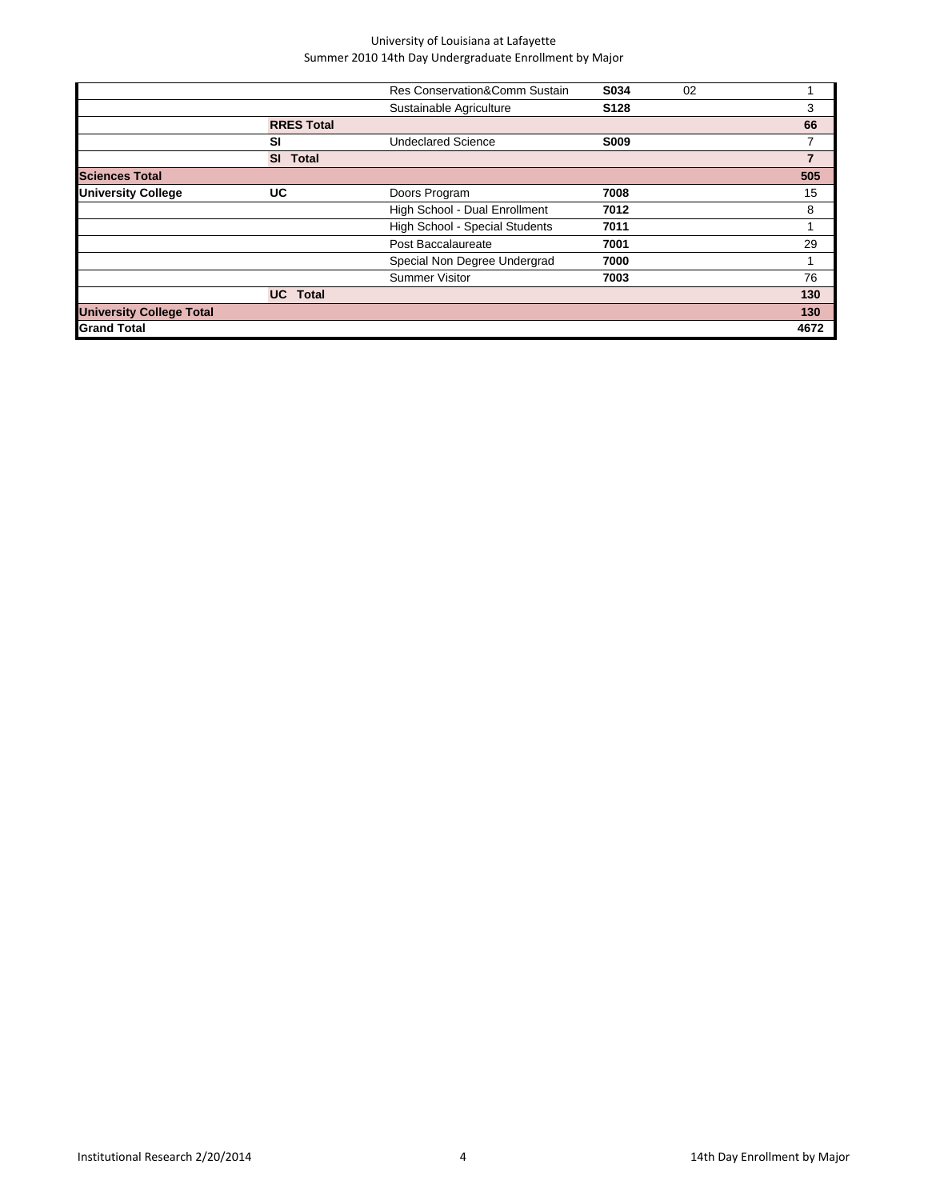| | | | | | |
|---|---|---|---|---|---|
| | | Res Conservation&Comm Sustain | **S034** | 02 | 1 |
| | | Sustainable Agriculture | **S128** | | 3 |
| | **RRES Total** | | | | **66** |
| | **SI** | Undeclared Science | **S009** | | 7 |
| | **SI Total** | | | | **7** |
| **Sciences Total** | | | | | **505** |
| **University College** | **UC** | Doors Program | **7008** | | 15 |
| | | High School - Dual Enrollment | **7012** | | 8 |
| | | High School - Special Students | **7011** | | 1 |
| | | Post Baccalaureate | **7001** | | 29 |
| | | Special Non Degree Undergrad | **7000** | | 1 |
| | | Summer Visitor | **7003** | | 76 |
| | **UC Total** | | | | **130** |
| **University College Total** | | | | | **130** |
| **Grand Total** | | | | | **4672** |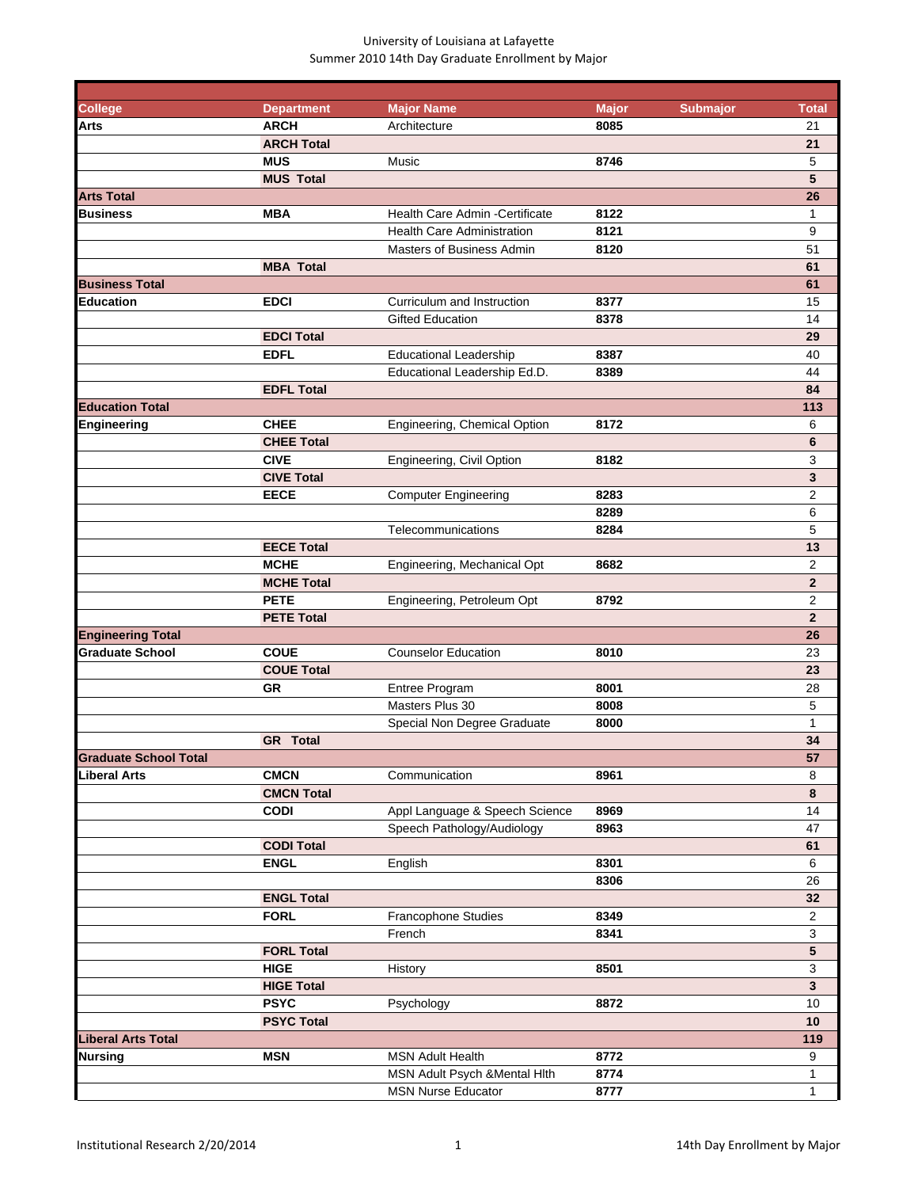University of Louisiana at Lafayette
Summer 2010 14th Day Graduate Enrollment by Major

| College | Department | Major Name | Major | Submajor | Total |
|---|---|---|---|---|---|
| **Arts** | **ARCH** | Architecture | **8085** | | 21 |
| | **ARCH Total** | | | | **21** |
| | **MUS** | Music | **8746** | | 5 |
| | **MUS Total** | | | | **5** |
| **Arts Total** | | | | | **26** |
| **Business** | **MBA** | Health Care Admin -Certificate | **8122** | | 1 |
| | | Health Care Administration | **8121** | | 9 |
| | | Masters of Business Admin | **8120** | | 51 |
| | **MBA Total** | | | | **61** |
| **Business Total** | | | | | **61** |
| **Education** | **EDCI** | Curriculum and Instruction | **8377** | | 15 |
| | | Gifted Education | **8378** | | 14 |
| | **EDCI Total** | | | | **29** |
| | **EDFL** | Educational Leadership | **8387** | | 40 |
| | | Educational Leadership Ed.D. | **8389** | | 44 |
| | **EDFL Total** | | | | **84** |
| **Education Total** | | | | | **113** |
| **Engineering** | **CHEE** | Engineering, Chemical Option | **8172** | | 6 |
| | **CHEE Total** | | | | **6** |
| | **CIVE** | Engineering, Civil Option | **8182** | | 3 |
| | **CIVE Total** | | | | **3** |
| | **EECE** | Computer Engineering | **8283** | | 2 |
| | | | **8289** | | 6 |
| | | Telecommunications | **8284** | | 5 |
| | **EECE Total** | | | | **13** |
| | **MCHE** | Engineering, Mechanical Opt | **8682** | | 2 |
| | **MCHE Total** | | | | **2** |
| | **PETE** | Engineering, Petroleum Opt | **8792** | | 2 |
| | **PETE Total** | | | | **2** |
| **Engineering Total** | | | | | **26** |
| **Graduate School** | **COUE** | Counselor Education | **8010** | | 23 |
| | **COUE Total** | | | | **23** |
| | **GR** | Entree Program | **8001** | | 28 |
| | | Masters Plus 30 | **8008** | | 5 |
| | | Special Non Degree Graduate | **8000** | | 1 |
| | **GR Total** | | | | **34** |
| **Graduate School Total** | | | | | **57** |
| **Liberal Arts** | **CMCN** | Communication | **8961** | | 8 |
| | **CMCN Total** | | | | **8** |
| | **CODI** | Appl Language & Speech Science | **8969** | | 14 |
| | | Speech Pathology/Audiology | **8963** | | 47 |
| | **CODI Total** | | | | **61** |
| | **ENGL** | English | **8301** | | 6 |
| | | | **8306** | | 26 |
| | **ENGL Total** | | | | **32** |
| | **FORL** | Francophone Studies | **8349** | | 2 |
| | | French | **8341** | | 3 |
| | **FORL Total** | | | | **5** |
| | **HIGE** | History | **8501** | | 3 |
| | **HIGE Total** | | | | **3** |
| | **PSYC** | Psychology | **8872** | | 10 |
| | **PSYC Total** | | | | **10** |
| **Liberal Arts Total** | | | | | **119** |
| **Nursing** | **MSN** | MSN Adult Health | **8772** | | 9 |
| | | MSN Adult Psych &Mental Hlth | **8774** | | 1 |
| | | MSN Nurse Educator | **8777** | | 1 |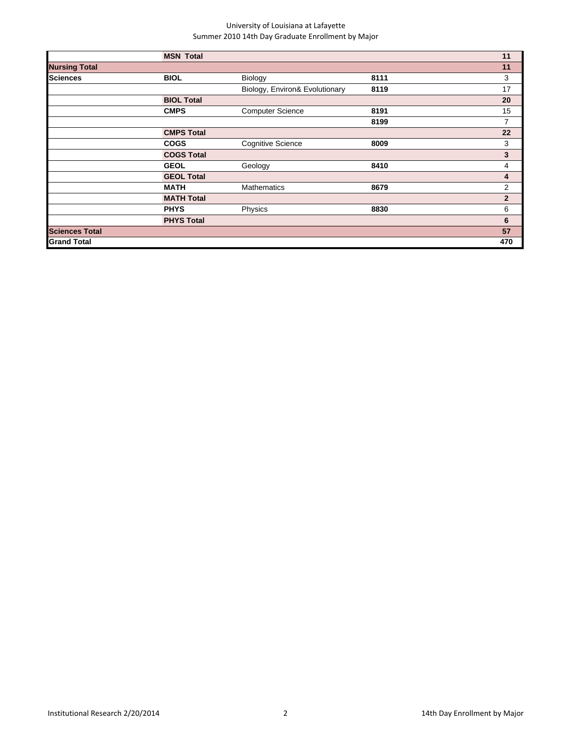University of Louisiana at Lafayette
Summer 2010 14th Day Graduate Enrollment by Major

| | | | | |
|---|---|---|---|---|
| | **MSN Total** | | | **11** |
| **Nursing Total** | | | | **11** |
| **Sciences** | **BIOL** | Biology | **8111** | 3 |
| | | Biology, Environ& Evolutionary | **8119** | 17 |
| | **BIOL Total** | | | **20** |
| | **CMPS** | Computer Science | **8191** | 15 |
| | | | **8199** | 7 |
| | **CMPS Total** | | | **22** |
| | **COGS** | Cognitive Science | **8009** | 3 |
| | **COGS Total** | | | **3** |
| | **GEOL** | Geology | **8410** | 4 |
| | **GEOL Total** | | | **4** |
| | **MATH** | Mathematics | **8679** | 2 |
| | **MATH Total** | | | **2** |
| | **PHYS** | Physics | **8830** | 6 |
| | **PHYS Total** | | | **6** |
| **Sciences Total** | | | | **57** |
| **Grand Total** | | | | **470** |